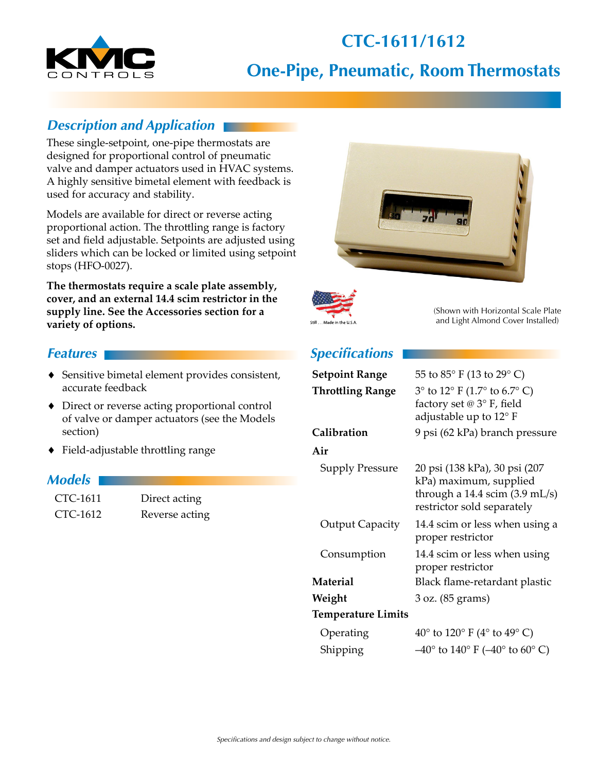# CTC-1611/1612

## One-Pipe, Pneumatic, Room Thermostats

## Description and Application

These single-setpoint, one-pipe thermostats are designed for proportional control of pneumatic valve and damper actuators used in HVAC systems. A highly sensitive bimetal element with feedback is used for accuracy and stability.

Models are available for direct or reverse acting proportional action. The throttling range is factory set and field adjustable. Setpoints are adjusted using sliders which can be locked or limited using setpoint stops (HFO-0027).

**The thermostats require a scale plate assembly, cover, and an external 14.4 scim restrictor in the supply line. See the Accessories section for a variety of options.**

Still . . . Made in the U.S.A.

(Shown with Horizontal Scale Plate and Light Almond Cover Installed)

## Features

- Sensitive bimetal element provides consistent, accurate feedback
- Direct or reverse acting proportional control of valve or damper actuators (see the Models section)
- Field-adjustable throttling range

## Models

| | |
|---|---|
| CTC-1611 | Direct acting |
| CTC-1612 | Reverse acting |

## Specifications

| | |
|---|---|
| **Setpoint Range** | 55 to 85° F (13 to 29° C) |
| **Throttling Range** | 3° to 12° F (1.7° to 6.7° C) factory set @ 3° F, field adjustable up to 12° F |
| **Calibration** | 9 psi (62 kPa) branch pressure |
| **Air** | |
| Supply Pressure | 20 psi (138 kPa), 30 psi (207 kPa) maximum, supplied through a 14.4 scim (3.9 mL/s) restrictor sold separately |
| Output Capacity | 14.4 scim or less when using a proper restrictor |
| Consumption | 14.4 scim or less when using proper restrictor |
| **Material** | Black flame-retardant plastic |
| **Weight** | 3 oz. (85 grams) |
| **Temperature Limits** | |
| Operating | 40° to 120° F (4° to 49° C) |
| Shipping | –40° to 140° F (–40° to 60° C) |

*Specifications and design subject to change without notice.*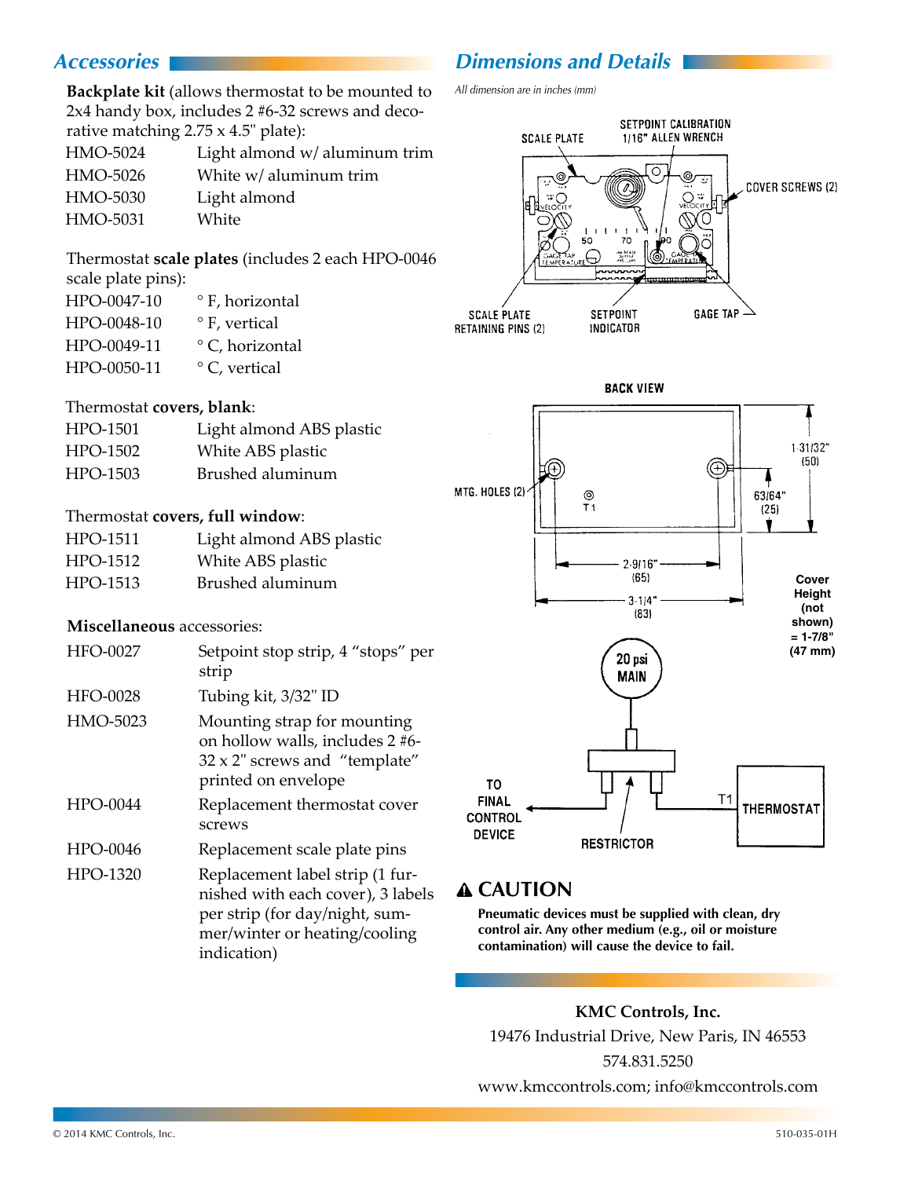## Accessories

**Backplate kit** (allows thermostat to be mounted to 2x4 handy box, includes 2 #6-32 screws and decorative matching 2.75 x 4.5" plate):

| | |
|---|---|
| HMO-5024 | Light almond w/ aluminum trim |
| HMO-5026 | White w/ aluminum trim |
| HMO-5030 | Light almond |
| HMO-5031 | White |

Thermostat **scale plates** (includes 2 each HPO-0046 scale plate pins):

| | |
|---|---|
| HPO-0047-10 | ° F, horizontal |
| HPO-0048-10 | ° F, vertical |
| HPO-0049-11 | ° C, horizontal |
| HPO-0050-11 | ° C, vertical |

Thermostat **covers, blank**:

| | |
|---|---|
| HPO-1501 | Light almond ABS plastic |
| HPO-1502 | White ABS plastic |
| HPO-1503 | Brushed aluminum |

Thermostat **covers, full window**:

| | |
|---|---|
| HPO-1511 | Light almond ABS plastic |
| HPO-1512 | White ABS plastic |
| HPO-1513 | Brushed aluminum |

**Miscellaneous** accessories:

| | |
|---|---|
| HFO-0027 | Setpoint stop strip, 4 "stops" per strip |
| HFO-0028 | Tubing kit, 3/32" ID |
| HMO-5023 | Mounting strap for mounting on hollow walls, includes 2 #6-32 x 2" screws and "template" printed on envelope |
| HPO-0044 | Replacement thermostat cover screws |
| HPO-0046 | Replacement scale plate pins |
| HPO-1320 | Replacement label strip (1 furnished with each cover), 3 labels per strip (for day/night, summer/winter or heating/cooling indication) |

## Dimensions and Details

*All dimension are in inches (mm)*

SCALE PLATE
SETPOINT CALIBRATION 1/16" ALLEN WRENCH
COVER SCREWS (2)
SCALE PLATE RETAINING PINS (2)
SETPOINT INDICATOR
GAGE TAP

BACK VIEW
MTG. HOLES (2)
T1
1-31/32" (50)
63/64" (25)
2-9/16" (65)
3-1/4" (83)

**Cover Height (not shown) = 1-7/8" (47 mm)**

20 psi MAIN
TO FINAL CONTROL DEVICE
RESTRICTOR
T1
THERMOSTAT

### ⚠ CAUTION

**Pneumatic devices must be supplied with clean, dry control air. Any other medium (e.g., oil or moisture contamination) will cause the device to fail.**

**KMC Controls, Inc.**
19476 Industrial Drive, New Paris, IN 46553
574.831.5250
www.kmccontrols.com; info@kmccontrols.com

© 2014 KMC Controls, Inc.

510-035-01H